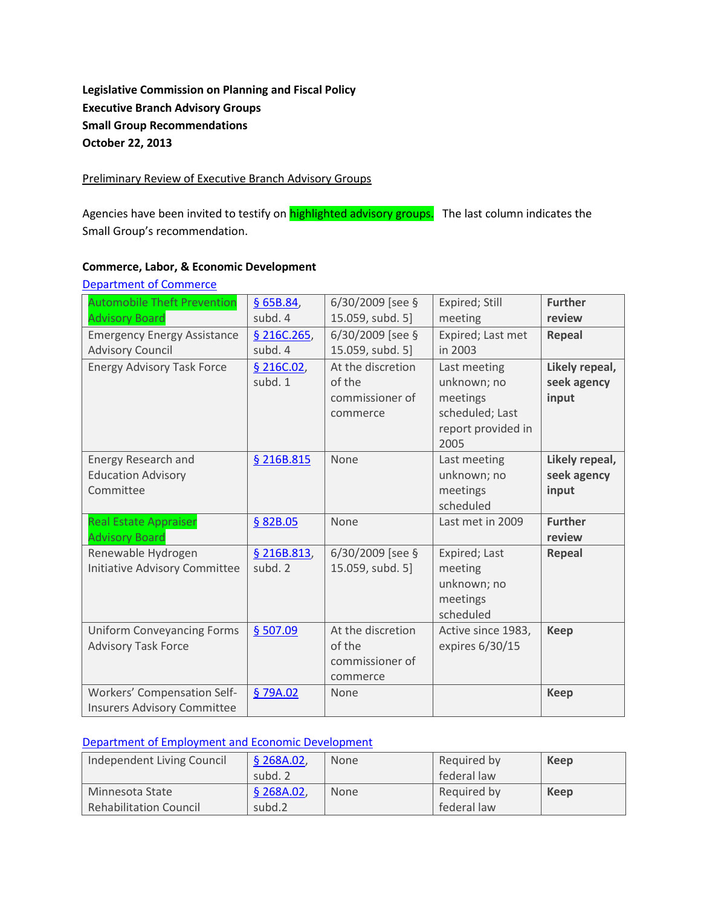**Legislative Commission on Planning and Fiscal Policy**
**Executive Branch Advisory Groups**
**Small Group Recommendations**
**October 22, 2013**

Preliminary Review of Executive Branch Advisory Groups

Agencies have been invited to testify on highlighted advisory groups. The last column indicates the Small Group's recommendation.

**Commerce, Labor, & Economic Development**

Department of Commerce

| | | | | |
|---|---|---|---|---|
| Automobile Theft Prevention Advisory Board | § 65B.84, subd. 4 | 6/30/2009 [see § 15.059, subd. 5] | Expired; Still meeting | **Further review** |
| Emergency Energy Assistance Advisory Council | § 216C.265, subd. 4 | 6/30/2009 [see § 15.059, subd. 5] | Expired; Last met in 2003 | **Repeal** |
| Energy Advisory Task Force | § 216C.02, subd. 1 | At the discretion of the commissioner of commerce | Last meeting unknown; no meetings scheduled; Last report provided in 2005 | **Likely repeal, seek agency input** |
| Energy Research and Education Advisory Committee | § 216B.815 | None | Last meeting unknown; no meetings scheduled | **Likely repeal, seek agency input** |
| Real Estate Appraiser Advisory Board | § 82B.05 | None | Last met in 2009 | **Further review** |
| Renewable Hydrogen Initiative Advisory Committee | § 216B.813, subd. 2 | 6/30/2009 [see § 15.059, subd. 5] | Expired; Last meeting unknown; no meetings scheduled | **Repeal** |
| Uniform Conveyancing Forms Advisory Task Force | § 507.09 | At the discretion of the commissioner of commerce | Active since 1983, expires 6/30/15 | **Keep** |
| Workers' Compensation Self-Insurers Advisory Committee | § 79A.02 | None | | **Keep** |

Department of Employment and Economic Development

| | | | | |
|---|---|---|---|---|
| Independent Living Council | § 268A.02, subd. 2 | None | Required by federal law | **Keep** |
| Minnesota State Rehabilitation Council | § 268A.02, subd.2 | None | Required by federal law | **Keep** |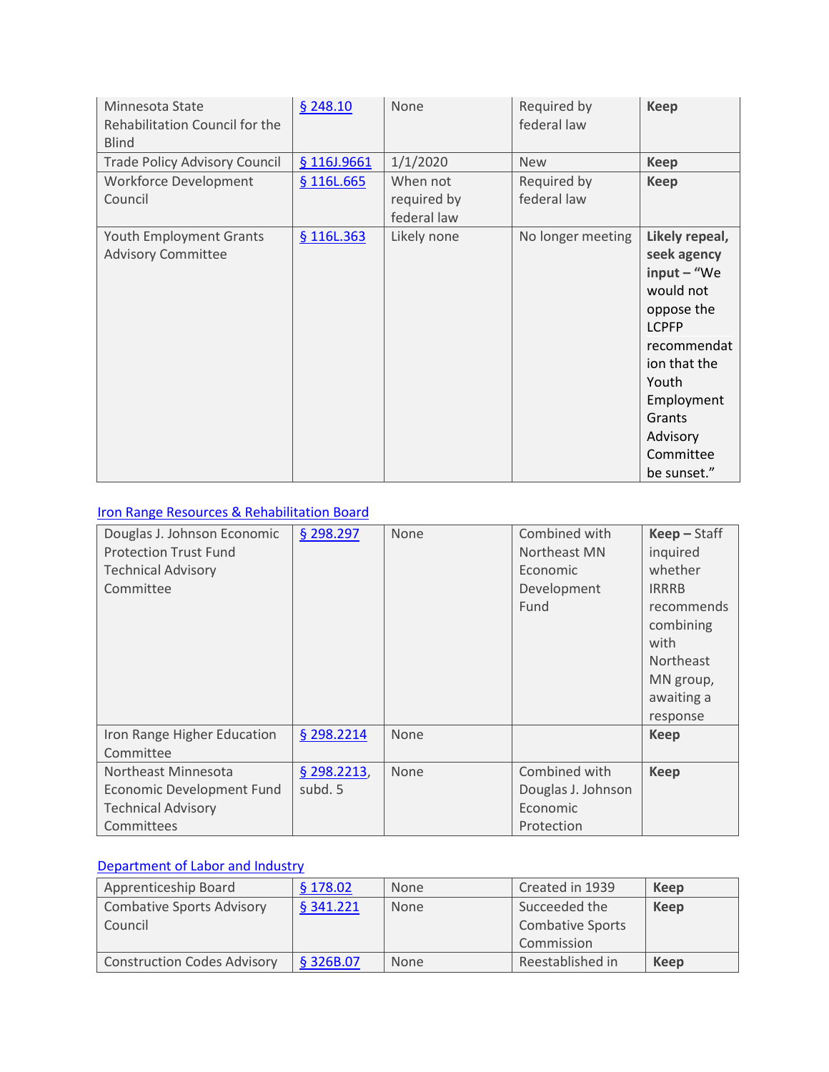| | | | | |
|---|---|---|---|---|
| Minnesota State Rehabilitation Council for the Blind | § 248.10 | None | Required by federal law | **Keep** |
| Trade Policy Advisory Council | § 116J.9661 | 1/1/2020 | New | **Keep** |
| Workforce Development Council | § 116L.665 | When not required by federal law | Required by federal law | **Keep** |
| Youth Employment Grants Advisory Committee | § 116L.363 | Likely none | No longer meeting | **Likely repeal, seek agency input** – "We would not oppose the LCPFP recommendation that the Youth Employment Grants Advisory Committee be sunset." |

Iron Range Resources & Rehabilitation Board

| | | | | |
|---|---|---|---|---|
| Douglas J. Johnson Economic Protection Trust Fund Technical Advisory Committee | § 298.297 | None | Combined with Northeast MN Economic Development Fund | **Keep** – Staff inquired whether IRRRB recommends combining with Northeast MN group, awaiting a response |
| Iron Range Higher Education Committee | § 298.2214 | None | | **Keep** |
| Northeast Minnesota Economic Development Fund Technical Advisory Committees | § 298.2213, subd. 5 | None | Combined with Douglas J. Johnson Economic Protection | **Keep** |

Department of Labor and Industry

| | | | | |
|---|---|---|---|---|
| Apprenticeship Board | § 178.02 | None | Created in 1939 | **Keep** |
| Combative Sports Advisory Council | § 341.221 | None | Succeeded the Combative Sports Commission | **Keep** |
| Construction Codes Advisory | § 326B.07 | None | Reestablished in | **Keep** |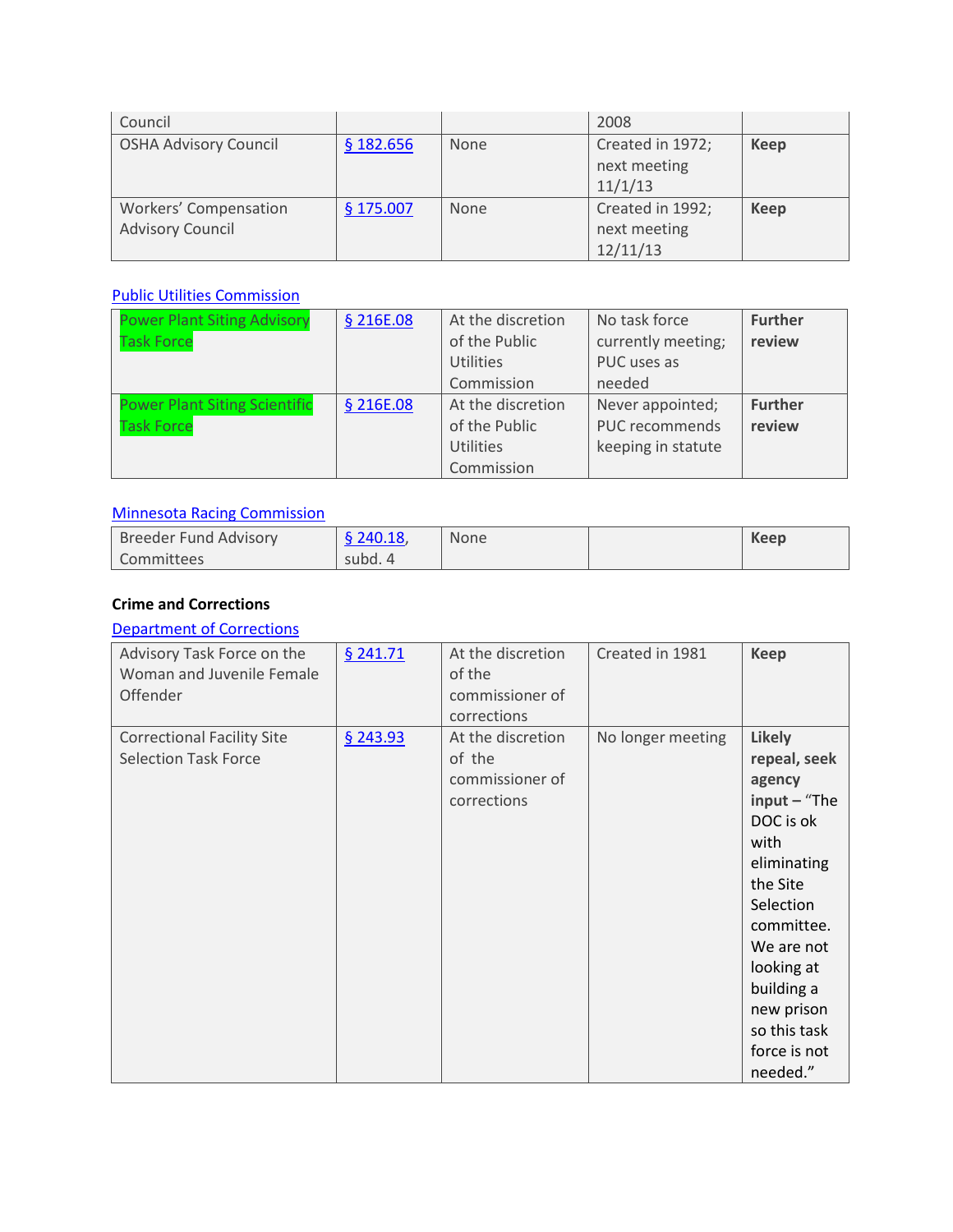| Council | | | 2008 | |
|---|---|---|---|---|
| OSHA Advisory Council | § 182.656 | None | Created in 1972; next meeting 11/1/13 | **Keep** |
| Workers' Compensation Advisory Council | § 175.007 | None | Created in 1992; next meeting 12/11/13 | **Keep** |

Public Utilities Commission

| | | | | |
|---|---|---|---|---|
| Power Plant Siting Advisory Task Force | § 216E.08 | At the discretion of the Public Utilities Commission | No task force currently meeting; PUC uses as needed | **Further review** |
| Power Plant Siting Scientific Task Force | § 216E.08 | At the discretion of the Public Utilities Commission | Never appointed; PUC recommends keeping in statute | **Further review** |

Minnesota Racing Commission

| | | | | |
|---|---|---|---|---|
| Breeder Fund Advisory Committees | § 240.18, subd. 4 | None | | **Keep** |

### Crime and Corrections

Department of Corrections

| | | | | |
|---|---|---|---|---|
| Advisory Task Force on the Woman and Juvenile Female Offender | § 241.71 | At the discretion of the commissioner of corrections | Created in 1981 | **Keep** |
| Correctional Facility Site Selection Task Force | § 243.93 | At the discretion of the commissioner of corrections | No longer meeting | **Likely repeal, seek agency input** – "The DOC is ok with eliminating the Site Selection committee. We are not looking at building a new prison so this task force is not needed." |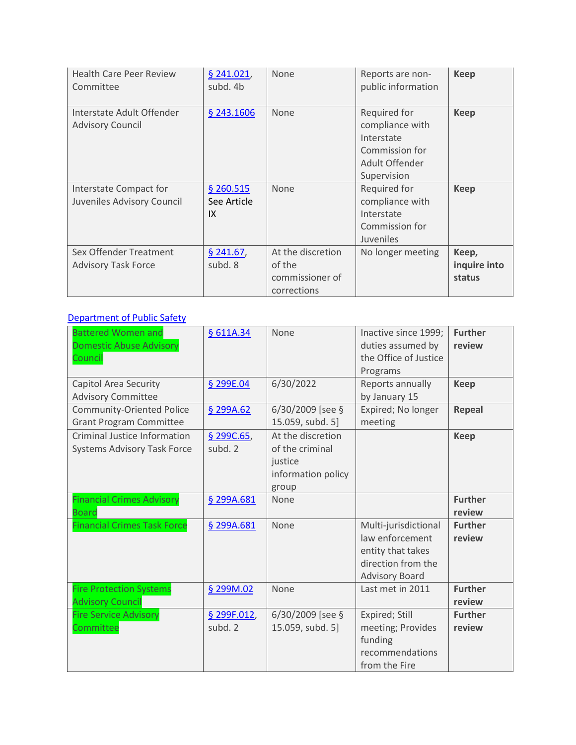| | | | | |
|---|---|---|---|---|
| Health Care Peer Review Committee | § 241.021, subd. 4b | None | Reports are non-public information | **Keep** |
| Interstate Adult Offender Advisory Council | § 243.1606 | None | Required for compliance with Interstate Commission for Adult Offender Supervision | **Keep** |
| Interstate Compact for Juveniles Advisory Council | § 260.515 See Article IX | None | Required for compliance with Interstate Commission for Juveniles | **Keep** |
| Sex Offender Treatment Advisory Task Force | § 241.67, subd. 8 | At the discretion of the commissioner of corrections | No longer meeting | **Keep, inquire into status** |

Department of Public Safety

| | | | | |
|---|---|---|---|---|
| Battered Women and Domestic Abuse Advisory Council | § 611A.34 | None | Inactive since 1999; duties assumed by the Office of Justice Programs | **Further review** |
| Capitol Area Security Advisory Committee | § 299E.04 | 6/30/2022 | Reports annually by January 15 | **Keep** |
| Community-Oriented Police Grant Program Committee | § 299A.62 | 6/30/2009 [see § 15.059, subd. 5] | Expired; No longer meeting | **Repeal** |
| Criminal Justice Information Systems Advisory Task Force | § 299C.65, subd. 2 | At the discretion of the criminal justice information policy group | | **Keep** |
| Financial Crimes Advisory Board | § 299A.681 | None | | **Further review** |
| Financial Crimes Task Force | § 299A.681 | None | Multi-jurisdictional law enforcement entity that takes direction from the Advisory Board | **Further review** |
| Fire Protection Systems Advisory Council | § 299M.02 | None | Last met in 2011 | **Further review** |
| Fire Service Advisory Committee | § 299F.012, subd. 2 | 6/30/2009 [see § 15.059, subd. 5] | Expired; Still meeting; Provides funding recommendations from the Fire | **Further review** |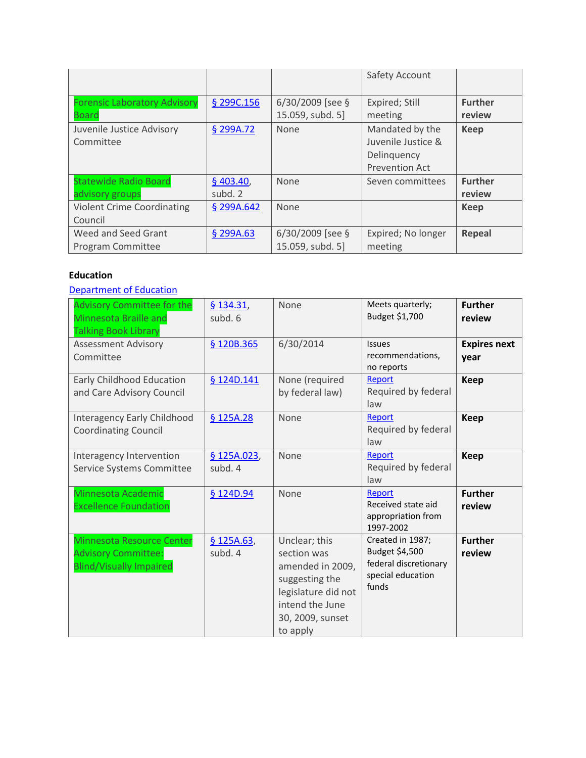| | | | Safety Account | |
|---|---|---|---|---|
| Forensic Laboratory Advisory Board | § 299C.156 | 6/30/2009 [see § 15.059, subd. 5] | Expired; Still meeting | **Further review** |
| Juvenile Justice Advisory Committee | § 299A.72 | None | Mandated by the Juvenile Justice & Delinquency Prevention Act | **Keep** |
| Statewide Radio Board advisory groups | § 403.40, subd. 2 | None | Seven committees | **Further review** |
| Violent Crime Coordinating Council | § 299A.642 | None | | **Keep** |
| Weed and Seed Grant Program Committee | § 299A.63 | 6/30/2009 [see § 15.059, subd. 5] | Expired; No longer meeting | **Repeal** |

**Education**

Department of Education

| | | | | |
|---|---|---|---|---|
| Advisory Committee for the Minnesota Braille and Talking Book Library | § 134.31, subd. 6 | None | Meets quarterly; Budget $1,700 | **Further review** |
| Assessment Advisory Committee | § 120B.365 | 6/30/2014 | Issues recommendations, no reports | **Expires next year** |
| Early Childhood Education and Care Advisory Council | § 124D.141 | None (required by federal law) | Report Required by federal law | **Keep** |
| Interagency Early Childhood Coordinating Council | § 125A.28 | None | Report Required by federal law | **Keep** |
| Interagency Intervention Service Systems Committee | § 125A.023, subd. 4 | None | Report Required by federal law | **Keep** |
| Minnesota Academic Excellence Foundation | § 124D.94 | None | Report Received state aid appropriation from 1997-2002 | **Further review** |
| Minnesota Resource Center Advisory Committee: Blind/Visually Impaired | § 125A.63, subd. 4 | Unclear; this section was amended in 2009, suggesting the legislature did not intend the June 30, 2009, sunset to apply | Created in 1987; Budget $4,500 federal discretionary special education funds | **Further review** |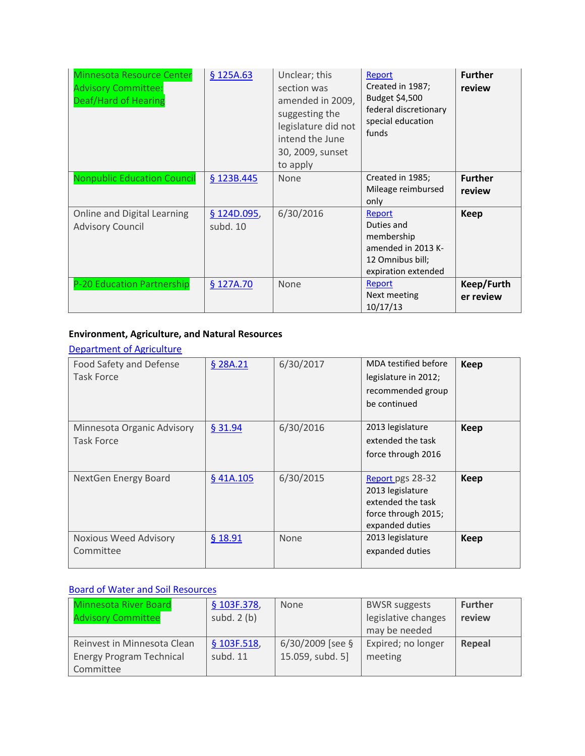| Minnesota Resource Center Advisory Committee: Deaf/Hard of Hearing | § 125A.63 | Unclear; this section was amended in 2009, suggesting the legislature did not intend the June 30, 2009, sunset to apply | Report Created in 1987; Budget $4,500 federal discretionary special education funds | **Further review** |
|---|---|---|---|---|
| Nonpublic Education Council | § 123B.445 | None | Created in 1985; Mileage reimbursed only | **Further review** |
| Online and Digital Learning Advisory Council | § 124D.095, subd. 10 | 6/30/2016 | Report Duties and membership amended in 2013 K-12 Omnibus bill; expiration extended | **Keep** |
| P-20 Education Partnership | § 127A.70 | None | Report Next meeting 10/17/13 | **Keep/Further review** |

**Environment, Agriculture, and Natural Resources**

Department of Agriculture

| Food Safety and Defense Task Force | § 28A.21 | 6/30/2017 | MDA testified before legislature in 2012; recommended group be continued | **Keep** |
|---|---|---|---|---|
| Minnesota Organic Advisory Task Force | § 31.94 | 6/30/2016 | 2013 legislature extended the task force through 2016 | **Keep** |
| NextGen Energy Board | § 41A.105 | 6/30/2015 | Report pgs 28-32 2013 legislature extended the task force through 2015; expanded duties | **Keep** |
| Noxious Weed Advisory Committee | § 18.91 | None | 2013 legislature expanded duties | **Keep** |

Board of Water and Soil Resources

| Minnesota River Board Advisory Committee | § 103F.378, subd. 2 (b) | None | BWSR suggests legislative changes may be needed | **Further review** |
|---|---|---|---|---|
| Reinvest in Minnesota Clean Energy Program Technical Committee | § 103F.518, subd. 11 | 6/30/2009 [see § 15.059, subd. 5] | Expired; no longer meeting | **Repeal** |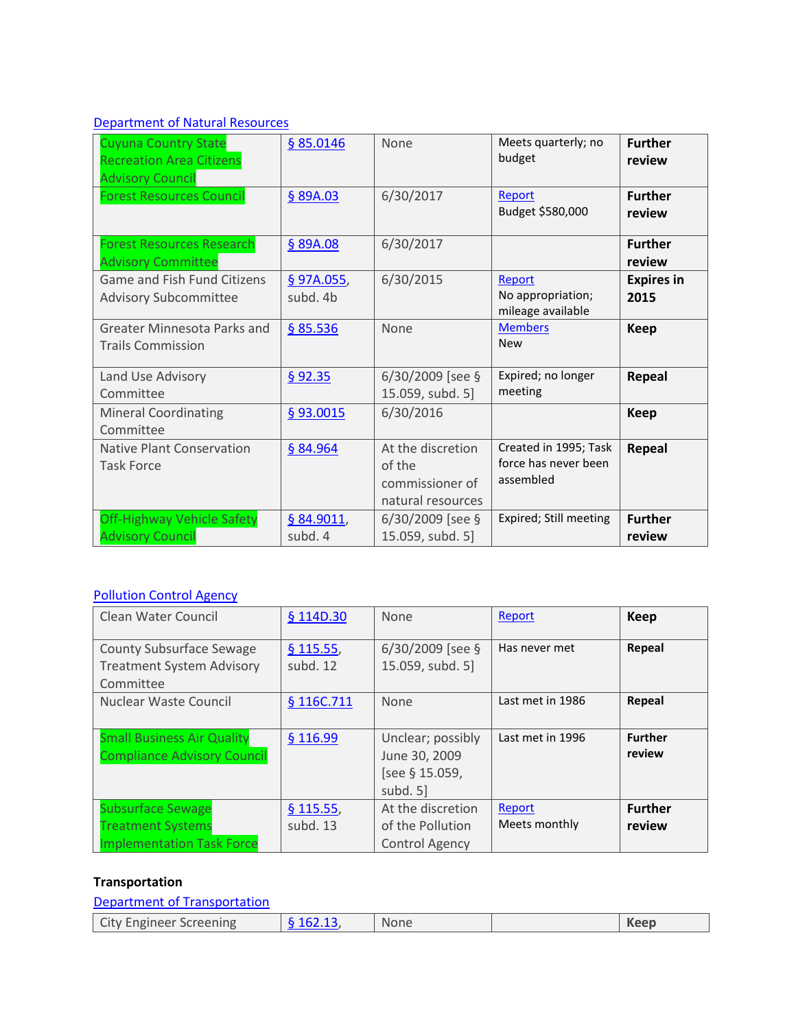Department of Natural Resources

| | | | | |
|---|---|---|---|---|
| Cuyuna Country State Recreation Area Citizens Advisory Council | § 85.0146 | None | Meets quarterly; no budget | **Further review** |
| Forest Resources Council | § 89A.03 | 6/30/2017 | Report<br>Budget $580,000 | **Further review** |
| Forest Resources Research Advisory Committee | § 89A.08 | 6/30/2017 | | **Further review** |
| Game and Fish Fund Citizens Advisory Subcommittee | § 97A.055, subd. 4b | 6/30/2015 | Report<br>No appropriation; mileage available | **Expires in 2015** |
| Greater Minnesota Parks and Trails Commission | § 85.536 | None | Members<br>New | **Keep** |
| Land Use Advisory Committee | § 92.35 | 6/30/2009 [see § 15.059, subd. 5] | Expired; no longer meeting | **Repeal** |
| Mineral Coordinating Committee | § 93.0015 | 6/30/2016 | | **Keep** |
| Native Plant Conservation Task Force | § 84.964 | At the discretion of the commissioner of natural resources | Created in 1995; Task force has never been assembled | **Repeal** |
| Off-Highway Vehicle Safety Advisory Council | § 84.9011, subd. 4 | 6/30/2009 [see § 15.059, subd. 5] | Expired; Still meeting | **Further review** |

Pollution Control Agency

| | | | | |
|---|---|---|---|---|
| Clean Water Council | § 114D.30 | None | Report | **Keep** |
| County Subsurface Sewage Treatment System Advisory Committee | § 115.55, subd. 12 | 6/30/2009 [see § 15.059, subd. 5] | Has never met | **Repeal** |
| Nuclear Waste Council | § 116C.711 | None | Last met in 1986 | **Repeal** |
| Small Business Air Quality Compliance Advisory Council | § 116.99 | Unclear; possibly June 30, 2009 [see § 15.059, subd. 5] | Last met in 1996 | **Further review** |
| Subsurface Sewage Treatment Systems Implementation Task Force | § 115.55, subd. 13 | At the discretion of the Pollution Control Agency | Report<br>Meets monthly | **Further review** |

**Transportation**

Department of Transportation

| | | | | |
|---|---|---|---|---|
| City Engineer Screening | § 162.13, | None | | **Keep** |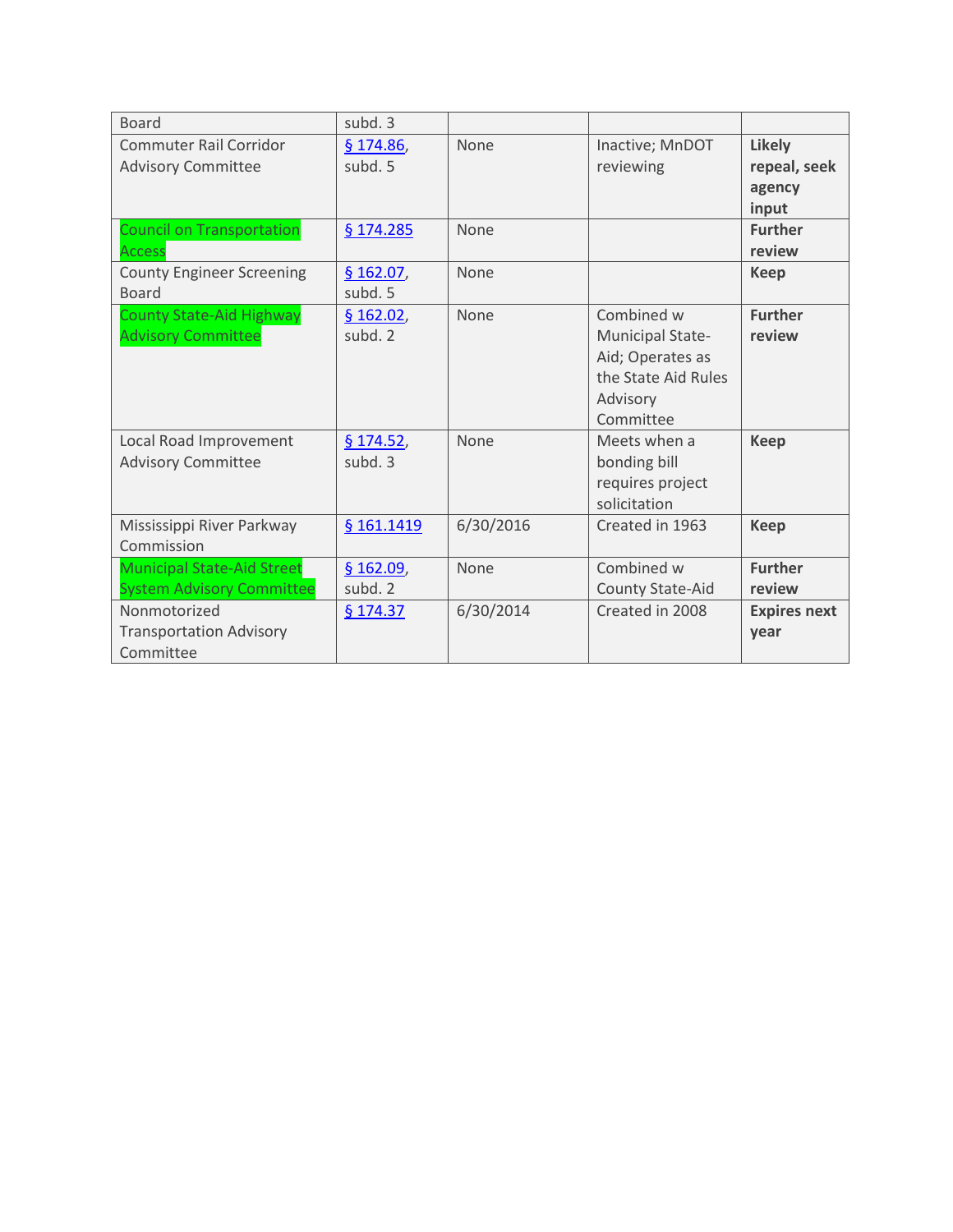| | | | | |
|---|---|---|---|---|
| Board | subd. 3 | | | |
| Commuter Rail Corridor Advisory Committee | § 174.86, subd. 5 | None | Inactive; MnDOT reviewing | **Likely repeal, seek agency input** |
| Council on Transportation Access | § 174.285 | None | | **Further review** |
| County Engineer Screening Board | § 162.07, subd. 5 | None | | **Keep** |
| County State-Aid Highway Advisory Committee | § 162.02, subd. 2 | None | Combined w Municipal State-Aid; Operates as the State Aid Rules Advisory Committee | **Further review** |
| Local Road Improvement Advisory Committee | § 174.52, subd. 3 | None | Meets when a bonding bill requires project solicitation | **Keep** |
| Mississippi River Parkway Commission | § 161.1419 | 6/30/2016 | Created in 1963 | **Keep** |
| Municipal State-Aid Street System Advisory Committee | § 162.09, subd. 2 | None | Combined w County State-Aid | **Further review** |
| Nonmotorized Transportation Advisory Committee | § 174.37 | 6/30/2014 | Created in 2008 | **Expires next year** |